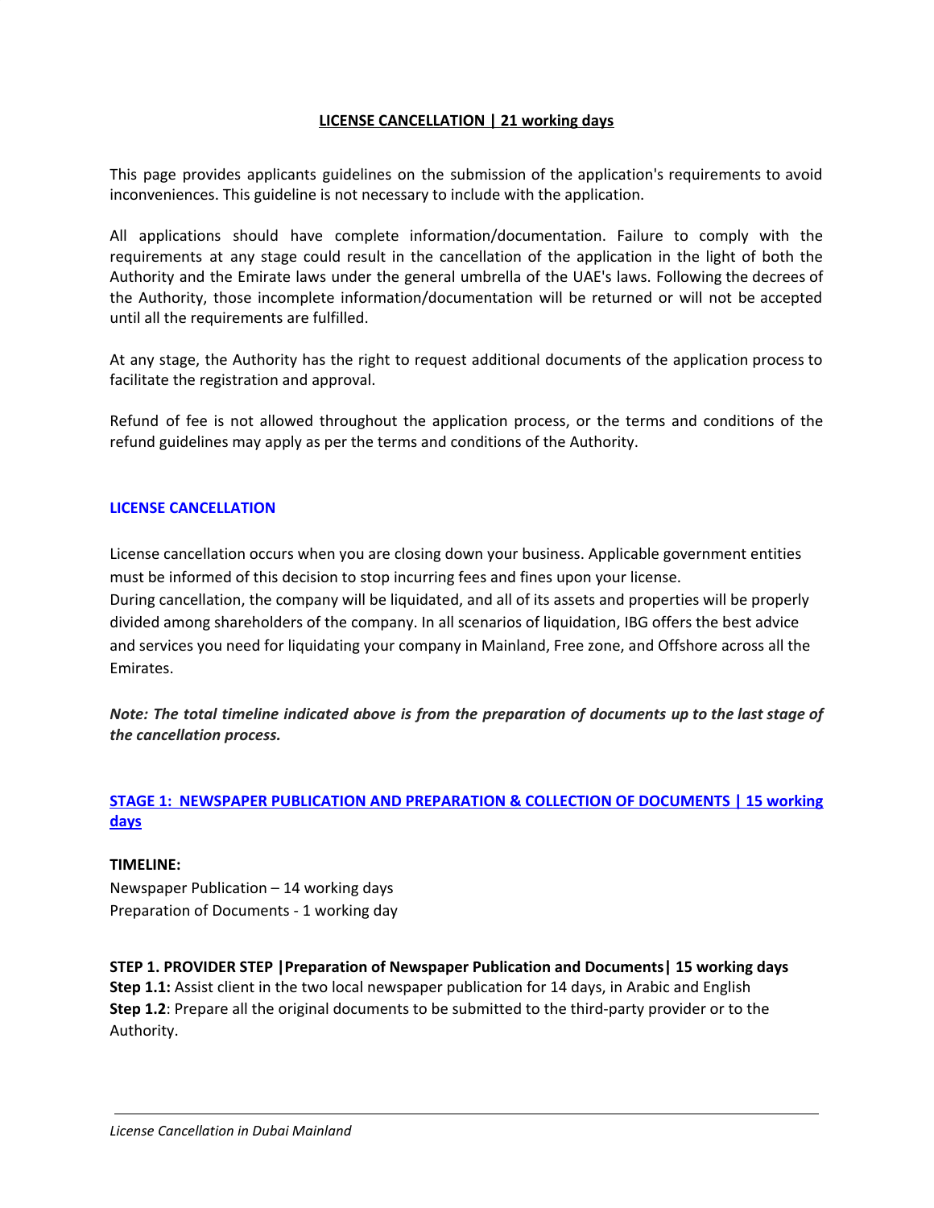# LICENSE CANCELLATION | 21 working days

This page provides applicants guidelines on the submission of the application's requirements to avoid inconveniences. This guideline is not necessary to include with the application.

All applications should have complete information/documentation. Failure to comply with the requirements at any stage could result in the cancellation of the application in the light of both the Authority and the Emirate laws under the general umbrella of the UAE's laws. Following the decrees of the Authority, those incomplete information/documentation will be returned or will not be accepted until all the requirements are fulfilled.

At any stage, the Authority has the right to request additional documents of the application process to facilitate the registration and approval.

Refund of fee is not allowed throughout the application process, or the terms and conditions of the refund guidelines may apply as per the terms and conditions of the Authority.

## LICENSE CANCELLATION

License cancellation occurs when you are closing down your business. Applicable government entities must be informed of this decision to stop incurring fees and fines upon your license.
During cancellation, the company will be liquidated, and all of its assets and properties will be properly divided among shareholders of the company. In all scenarios of liquidation, IBG offers the best advice and services you need for liquidating your company in Mainland, Free zone, and Offshore across all the Emirates.

***Note: The total timeline indicated above is from the preparation of documents up to the last stage of the cancellation process.***

## STAGE 1: NEWSPAPER PUBLICATION AND PREPARATION & COLLECTION OF DOCUMENTS | 15 working days

**TIMELINE:**
Newspaper Publication – 14 working days
Preparation of Documents - 1 working day

**STEP 1. PROVIDER STEP |Preparation of Newspaper Publication and Documents| 15 working days**
**Step 1.1:** Assist client in the two local newspaper publication for 14 days, in Arabic and English
**Step 1.2**: Prepare all the original documents to be submitted to the third-party provider or to the Authority.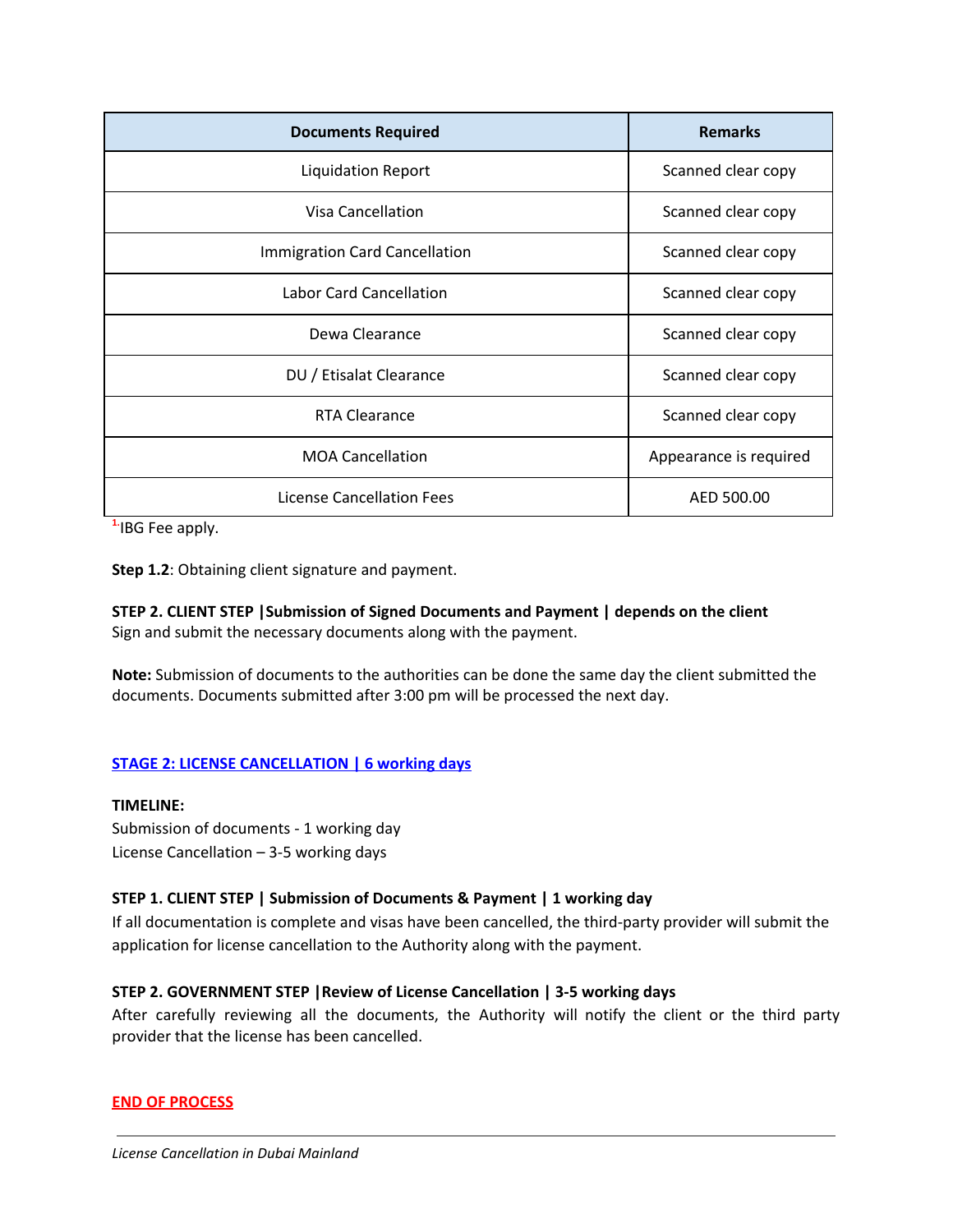| Documents Required | Remarks |
|---|---|
| Liquidation Report | Scanned clear copy |
| Visa Cancellation | Scanned clear copy |
| Immigration Card Cancellation | Scanned clear copy |
| Labor Card Cancellation | Scanned clear copy |
| Dewa Clearance | Scanned clear copy |
| DU / Etisalat Clearance | Scanned clear copy |
| RTA Clearance | Scanned clear copy |
| MOA Cancellation | Appearance is required |
| License Cancellation Fees | AED 500.00 |

[1.]IBG Fee apply.

**Step 1.2**: Obtaining client signature and payment.

**STEP 2. CLIENT STEP |Submission of Signed Documents and Payment | depends on the client**
Sign and submit the necessary documents along with the payment.

**Note:** Submission of documents to the authorities can be done the same day the client submitted the documents. Documents submitted after 3:00 pm will be processed the next day.

**STAGE 2: LICENSE CANCELLATION | 6 working days**

**TIMELINE:**
Submission of documents - 1 working day
License Cancellation – 3-5 working days

**STEP 1. CLIENT STEP | Submission of Documents & Payment | 1 working day**
If all documentation is complete and visas have been cancelled, the third-party provider will submit the application for license cancellation to the Authority along with the payment.

**STEP 2. GOVERNMENT STEP |Review of License Cancellation | 3-5 working days**
After carefully reviewing all the documents, the Authority will notify the client or the third party provider that the license has been cancelled.

**END OF PROCESS**